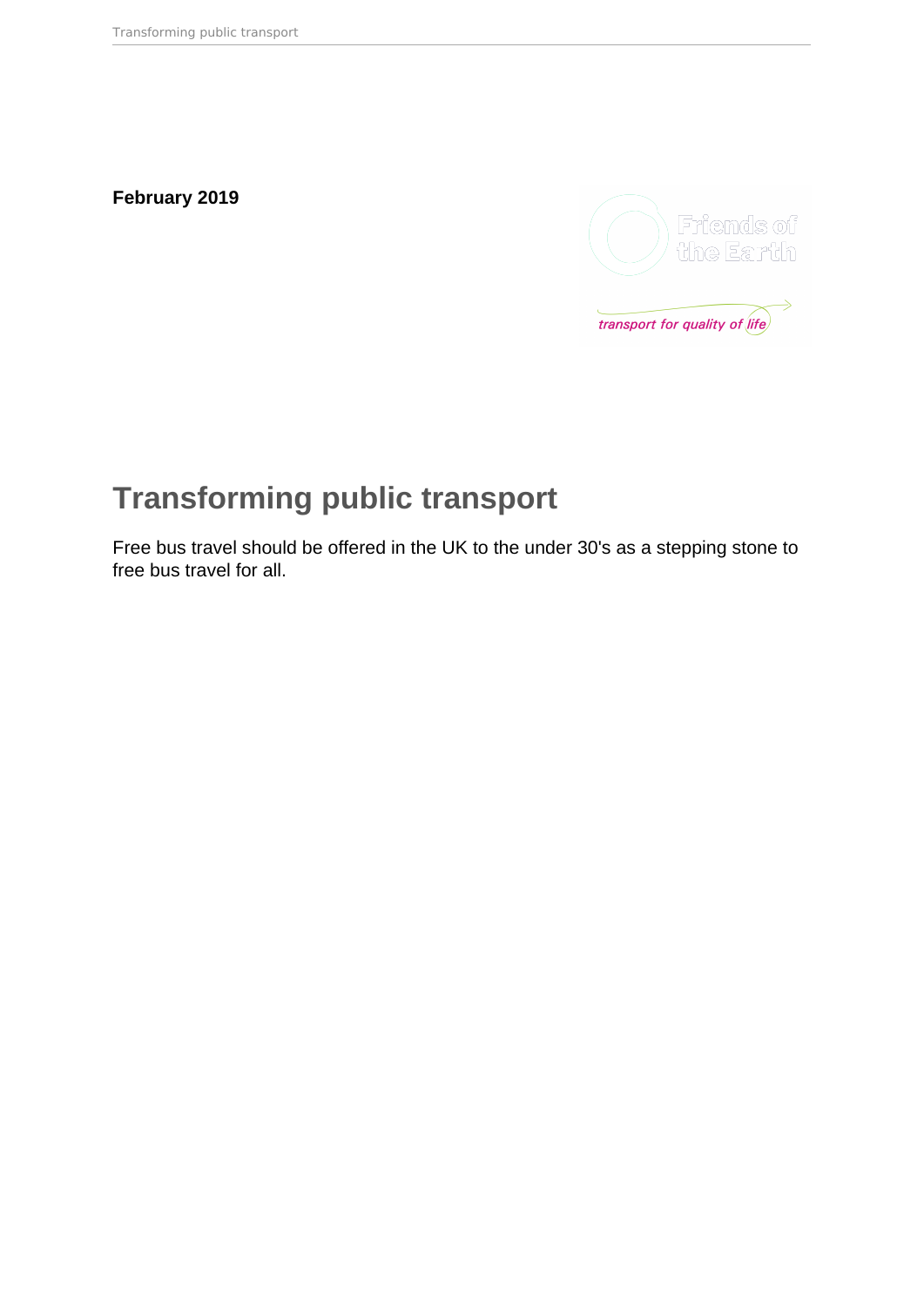**February 2019**

# Transforming public transport

Free bus travel should be offered in the UK to the under 30's as a stepping stone to free bus travel for all.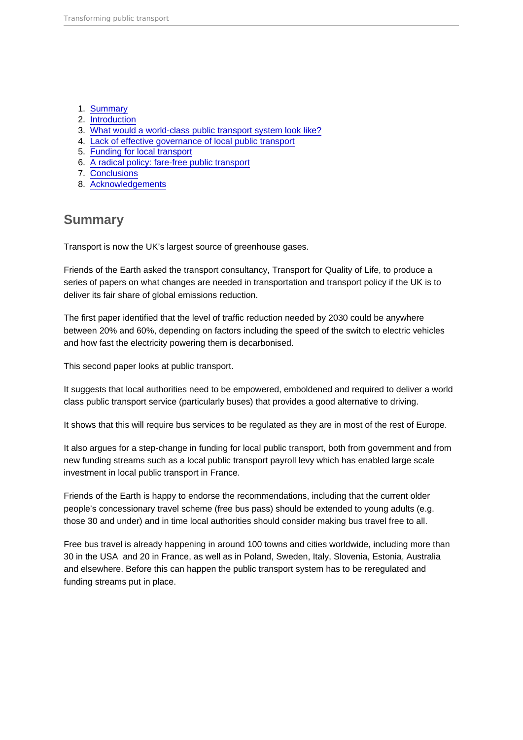1. [Summary](#)
2. [Introduction](#)
3. [What would a world-class public transport system look like?](#)
4. [Lack of effective governance of local public transport](#)
5. [Funding for local transport](#)
6. [A radical policy: fare-free public transport](#)
7. [Conclusions](#)
8. [Acknowledgements](#)

## Summary

Transport is now the UK's largest source of greenhouse gases.

Friends of the Earth asked the transport consultancy, Transport for Quality of Life, to produce a series of papers on what changes are needed in transportation and transport policy if the UK is to deliver its fair share of global emissions reduction.

The first paper identified that the level of traffic reduction needed by 2030 could be anywhere between 20% and 60%, depending on factors including the speed of the switch to electric vehicles and how fast the electricity powering them is decarbonised.

This second paper looks at public transport.

It suggests that local authorities need to be empowered, emboldened and required to deliver a world class public transport service (particularly buses) that provides a good alternative to driving.

It shows that this will require bus services to be regulated as they are in most of the rest of Europe.

It also argues for a step-change in funding for local public transport, both from government and from new funding streams such as a local public transport payroll levy which has enabled large scale investment in local public transport in France.

Friends of the Earth is happy to endorse the recommendations, including that the current older people's concessionary travel scheme (free bus pass) should be extended to young adults (e.g. those 30 and under) and in time local authorities should consider making bus travel free to all.

Free bus travel is already happening in around 100 towns and cities worldwide, including more than 30 in the USA and 20 in France, as well as in Poland, Sweden, Italy, Slovenia, Estonia, Australia and elsewhere. Before this can happen the public transport system has to be reregulated and funding streams put in place.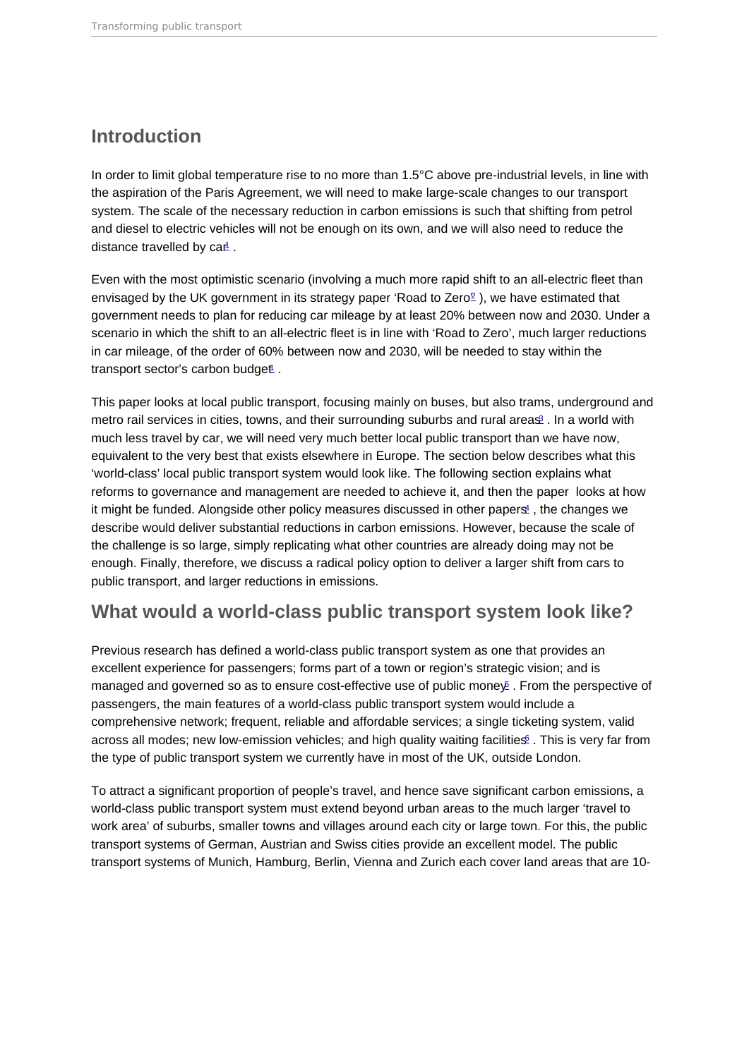## Introduction

In order to limit global temperature rise to no more than 1.5°C above pre-industrial levels, in line with the aspiration of the Paris Agreement, we will need to make large-scale changes to our transport system. The scale of the necessary reduction in carbon emissions is such that shifting from petrol and diesel to electric vehicles will not be enough on its own, and we will also need to reduce the distance travelled by car[1] .

Even with the most optimistic scenario (involving a much more rapid shift to an all-electric fleet than envisaged by the UK government in its strategy paper 'Road to Zero'[2] ), we have estimated that government needs to plan for reducing car mileage by at least 20% between now and 2030. Under a scenario in which the shift to an all-electric fleet is in line with 'Road to Zero', much larger reductions in car mileage, of the order of 60% between now and 2030, will be needed to stay within the transport sector's carbon budget[1] .

This paper looks at local public transport, focusing mainly on buses, but also trams, underground and metro rail services in cities, towns, and their surrounding suburbs and rural areas[3] . In a world with much less travel by car, we will need very much better local public transport than we have now, equivalent to the very best that exists elsewhere in Europe. The section below describes what this 'world-class' local public transport system would look like. The following section explains what reforms to governance and management are needed to achieve it, and then the paper looks at how it might be funded. Alongside other policy measures discussed in other papers[4] , the changes we describe would deliver substantial reductions in carbon emissions. However, because the scale of the challenge is so large, simply replicating what other countries are already doing may not be enough. Finally, therefore, we discuss a radical policy option to deliver a larger shift from cars to public transport, and larger reductions in emissions.

## What would a world-class public transport system look like?

Previous research has defined a world-class public transport system as one that provides an excellent experience for passengers; forms part of a town or region's strategic vision; and is managed and governed so as to ensure cost-effective use of public money[5] . From the perspective of passengers, the main features of a world-class public transport system would include a comprehensive network; frequent, reliable and affordable services; a single ticketing system, valid across all modes; new low-emission vehicles; and high quality waiting facilities[6] . This is very far from the type of public transport system we currently have in most of the UK, outside London.

To attract a significant proportion of people's travel, and hence save significant carbon emissions, a world-class public transport system must extend beyond urban areas to the much larger 'travel to work area' of suburbs, smaller towns and villages around each city or large town. For this, the public transport systems of German, Austrian and Swiss cities provide an excellent model. The public transport systems of Munich, Hamburg, Berlin, Vienna and Zurich each cover land areas that are 10-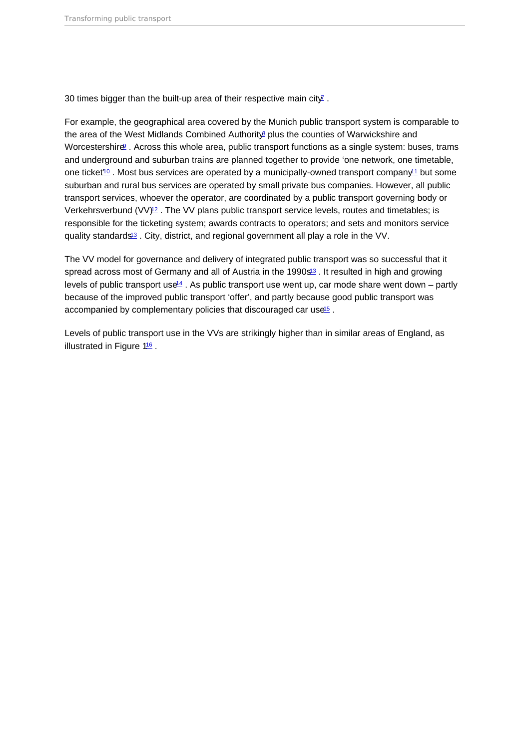30 times bigger than the built-up area of their respective main city[7] .

For example, the geographical area covered by the Munich public transport system is comparable to the area of the West Midlands Combined Authority[8] plus the counties of Warwickshire and Worcestershire[9] . Across this whole area, public transport functions as a single system: buses, trams and underground and suburban trains are planned together to provide 'one network, one timetable, one ticket'[10] . Most bus services are operated by a municipally-owned transport company[11] but some suburban and rural bus services are operated by small private bus companies. However, all public transport services, whoever the operator, are coordinated by a public transport governing body or Verkehrsverbund (VV)[12] . The VV plans public transport service levels, routes and timetables; is responsible for the ticketing system; awards contracts to operators; and sets and monitors service quality standards[13] . City, district, and regional government all play a role in the VV.

The VV model for governance and delivery of integrated public transport was so successful that it spread across most of Germany and all of Austria in the 1990s[13] . It resulted in high and growing levels of public transport use[14] . As public transport use went up, car mode share went down – partly because of the improved public transport 'offer', and partly because good public transport was accompanied by complementary policies that discouraged car use[15] .

Levels of public transport use in the VVs are strikingly higher than in similar areas of England, as illustrated in Figure 1[16] .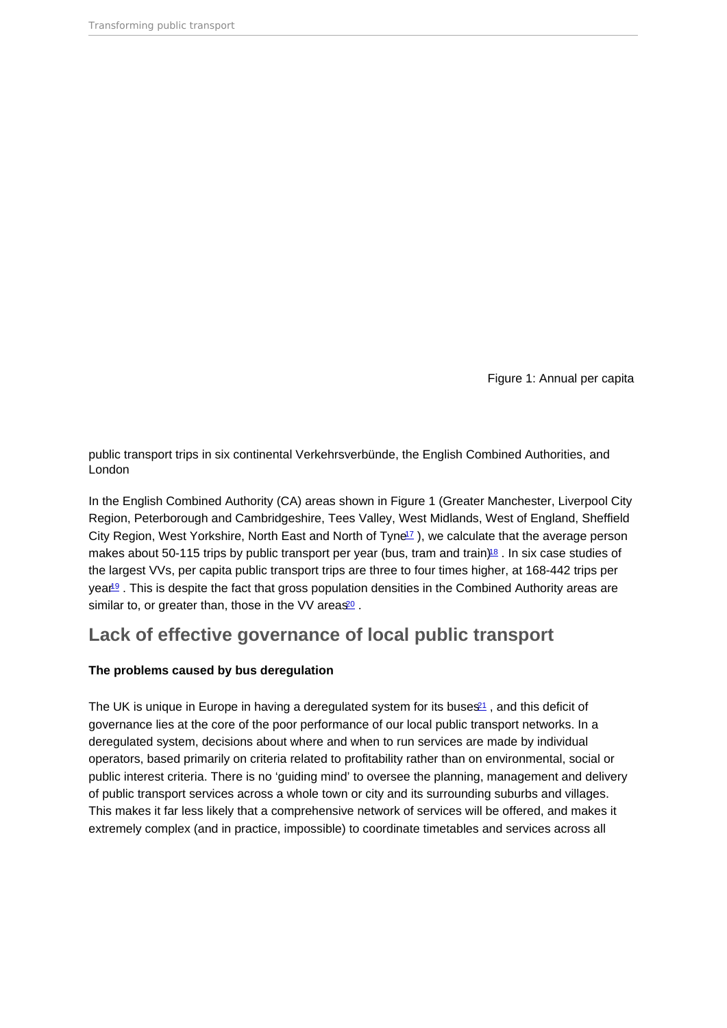Figure 1: Annual per capita public transport trips in six continental Verkehrsverbünde, the English Combined Authorities, and London

In the English Combined Authority (CA) areas shown in Figure 1 (Greater Manchester, Liverpool City Region, Peterborough and Cambridgeshire, Tees Valley, West Midlands, West of England, Sheffield City Region, West Yorkshire, North East and North of Tyne[17] ), we calculate that the average person makes about 50-115 trips by public transport per year (bus, tram and train)[18] . In six case studies of the largest VVs, per capita public transport trips are three to four times higher, at 168-442 trips per year[19] . This is despite the fact that gross population densities in the Combined Authority areas are similar to, or greater than, those in the VV areas[20] .

## Lack of effective governance of local public transport

**The problems caused by bus deregulation**

The UK is unique in Europe in having a deregulated system for its buses[21] , and this deficit of governance lies at the core of the poor performance of our local public transport networks. In a deregulated system, decisions about where and when to run services are made by individual operators, based primarily on criteria related to profitability rather than on environmental, social or public interest criteria. There is no 'guiding mind' to oversee the planning, management and delivery of public transport services across a whole town or city and its surrounding suburbs and villages. This makes it far less likely that a comprehensive network of services will be offered, and makes it extremely complex (and in practice, impossible) to coordinate timetables and services across all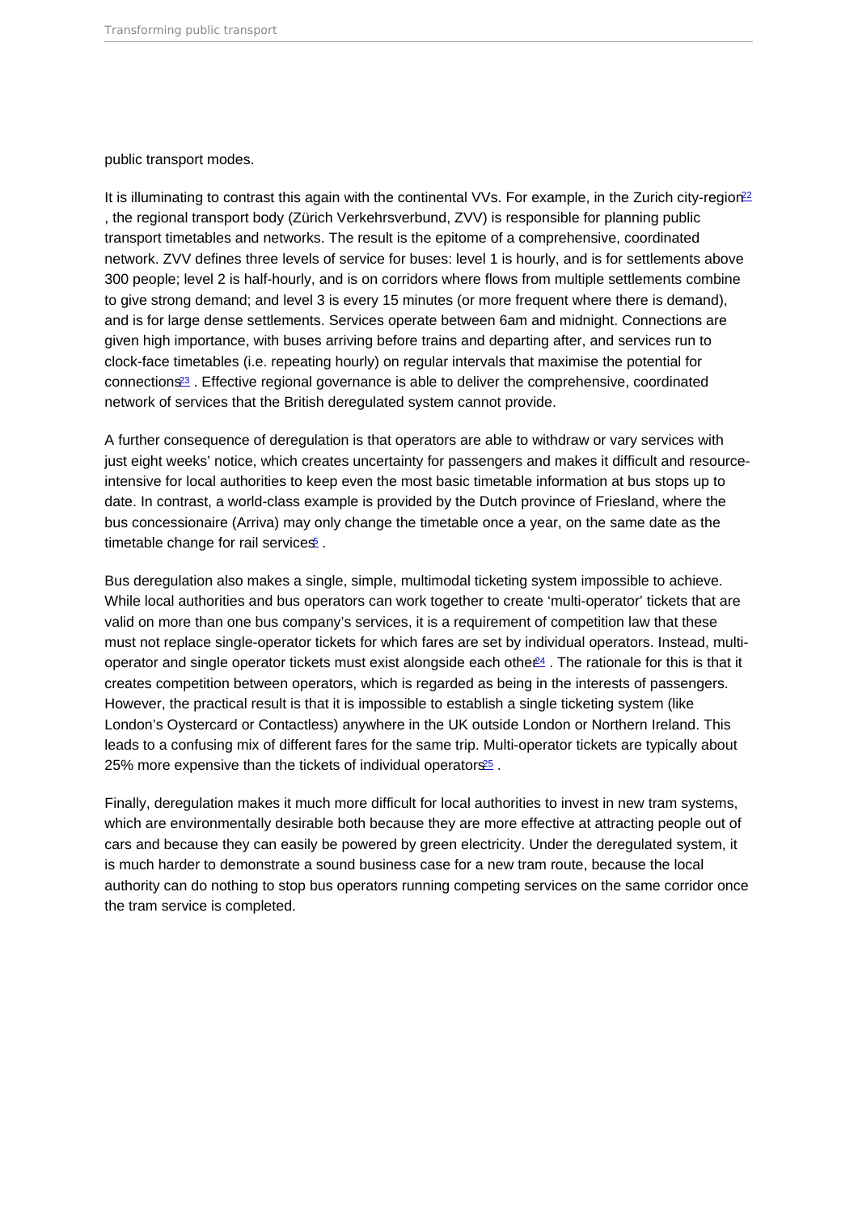public transport modes.

It is illuminating to contrast this again with the continental VVs. For example, in the Zurich city-region[22], the regional transport body (Zürich Verkehrsverbund, ZVV) is responsible for planning public transport timetables and networks. The result is the epitome of a comprehensive, coordinated network. ZVV defines three levels of service for buses: level 1 is hourly, and is for settlements above 300 people; level 2 is half-hourly, and is on corridors where flows from multiple settlements combine to give strong demand; and level 3 is every 15 minutes (or more frequent where there is demand), and is for large dense settlements. Services operate between 6am and midnight. Connections are given high importance, with buses arriving before trains and departing after, and services run to clock-face timetables (i.e. repeating hourly) on regular intervals that maximise the potential for connections[23]. Effective regional governance is able to deliver the comprehensive, coordinated network of services that the British deregulated system cannot provide.

A further consequence of deregulation is that operators are able to withdraw or vary services with just eight weeks' notice, which creates uncertainty for passengers and makes it difficult and resource-intensive for local authorities to keep even the most basic timetable information at bus stops up to date. In contrast, a world-class example is provided by the Dutch province of Friesland, where the bus concessionaire (Arriva) may only change the timetable once a year, on the same date as the timetable change for rail services[5].

Bus deregulation also makes a single, simple, multimodal ticketing system impossible to achieve. While local authorities and bus operators can work together to create 'multi-operator' tickets that are valid on more than one bus company's services, it is a requirement of competition law that these must not replace single-operator tickets for which fares are set by individual operators. Instead, multi-operator and single operator tickets must exist alongside each other[24]. The rationale for this is that it creates competition between operators, which is regarded as being in the interests of passengers. However, the practical result is that it is impossible to establish a single ticketing system (like London's Oystercard or Contactless) anywhere in the UK outside London or Northern Ireland. This leads to a confusing mix of different fares for the same trip. Multi-operator tickets are typically about 25% more expensive than the tickets of individual operators[25].

Finally, deregulation makes it much more difficult for local authorities to invest in new tram systems, which are environmentally desirable both because they are more effective at attracting people out of cars and because they can easily be powered by green electricity. Under the deregulated system, it is much harder to demonstrate a sound business case for a new tram route, because the local authority can do nothing to stop bus operators running competing services on the same corridor once the tram service is completed.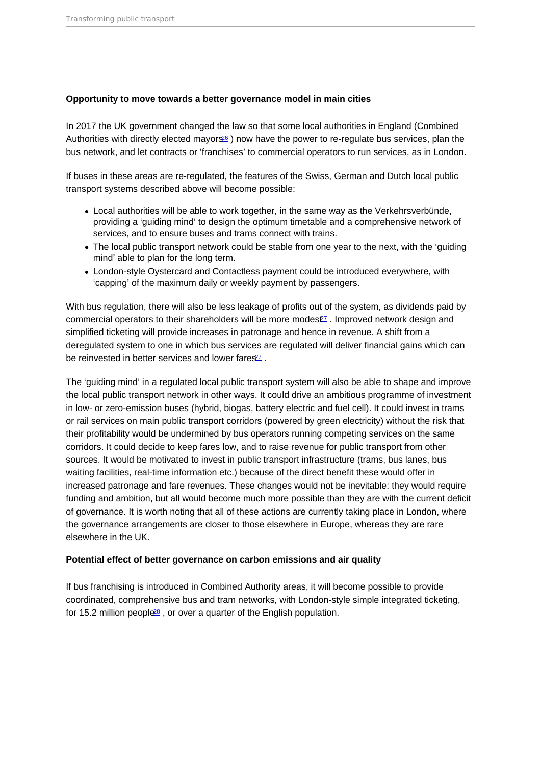**Opportunity to move towards a better governance model in main cities**

In 2017 the UK government changed the law so that some local authorities in England (Combined Authorities with directly elected mayors[26] ) now have the power to re-regulate bus services, plan the bus network, and let contracts or 'franchises' to commercial operators to run services, as in London.

If buses in these areas are re-regulated, the features of the Swiss, German and Dutch local public transport systems described above will become possible:

- Local authorities will be able to work together, in the same way as the Verkehrsverbünde, providing a 'guiding mind' to design the optimum timetable and a comprehensive network of services, and to ensure buses and trams connect with trains.
- The local public transport network could be stable from one year to the next, with the 'guiding mind' able to plan for the long term.
- London-style Oystercard and Contactless payment could be introduced everywhere, with 'capping' of the maximum daily or weekly payment by passengers.

With bus regulation, there will also be less leakage of profits out of the system, as dividends paid by commercial operators to their shareholders will be more modest[27] . Improved network design and simplified ticketing will provide increases in patronage and hence in revenue. A shift from a deregulated system to one in which bus services are regulated will deliver financial gains which can be reinvested in better services and lower fares[27] .

The 'guiding mind' in a regulated local public transport system will also be able to shape and improve the local public transport network in other ways. It could drive an ambitious programme of investment in low- or zero-emission buses (hybrid, biogas, battery electric and fuel cell). It could invest in trams or rail services on main public transport corridors (powered by green electricity) without the risk that their profitability would be undermined by bus operators running competing services on the same corridors. It could decide to keep fares low, and to raise revenue for public transport from other sources. It would be motivated to invest in public transport infrastructure (trams, bus lanes, bus waiting facilities, real-time information etc.) because of the direct benefit these would offer in increased patronage and fare revenues. These changes would not be inevitable: they would require funding and ambition, but all would become much more possible than they are with the current deficit of governance. It is worth noting that all of these actions are currently taking place in London, where the governance arrangements are closer to those elsewhere in Europe, whereas they are rare elsewhere in the UK.

**Potential effect of better governance on carbon emissions and air quality**

If bus franchising is introduced in Combined Authority areas, it will become possible to provide coordinated, comprehensive bus and tram networks, with London-style simple integrated ticketing, for 15.2 million people[28] , or over a quarter of the English population.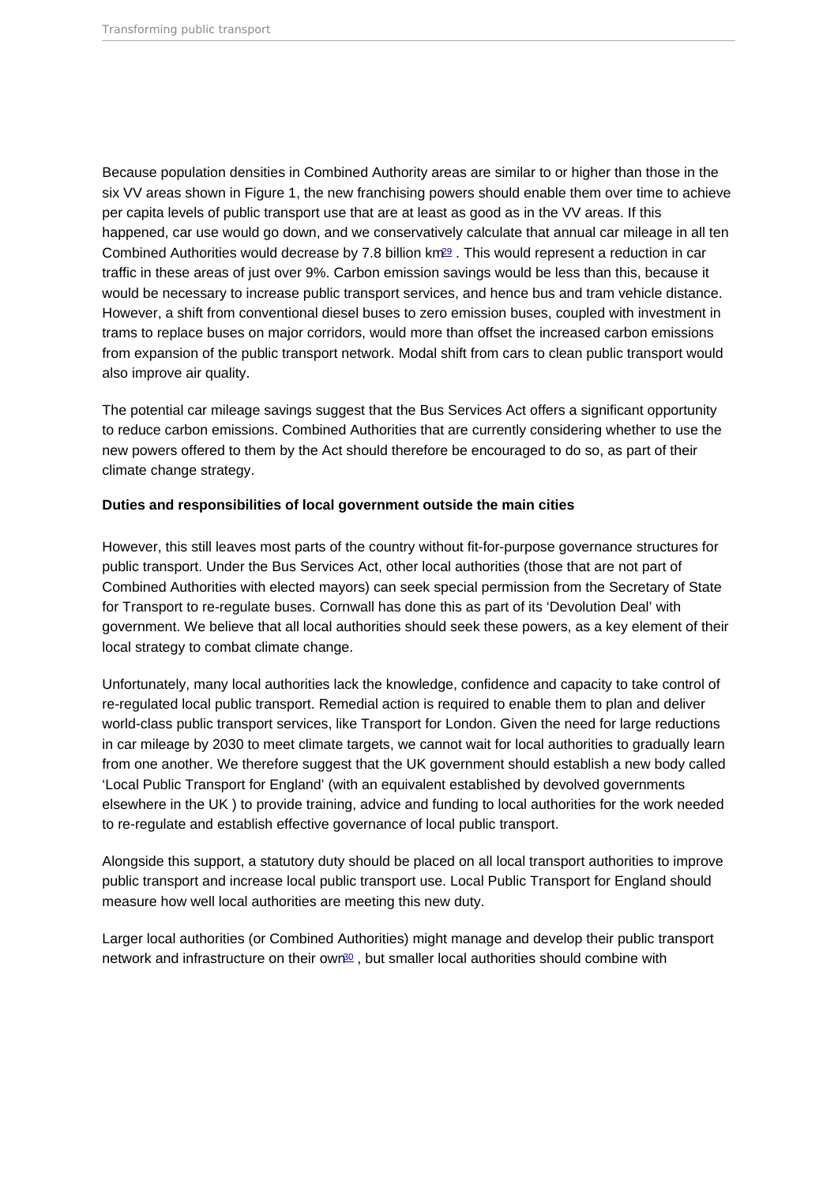Because population densities in Combined Authority areas are similar to or higher than those in the six VV areas shown in Figure 1, the new franchising powers should enable them over time to achieve per capita levels of public transport use that are at least as good as in the VV areas. If this happened, car use would go down, and we conservatively calculate that annual car mileage in all ten Combined Authorities would decrease by 7.8 billion km[29] . This would represent a reduction in car traffic in these areas of just over 9%. Carbon emission savings would be less than this, because it would be necessary to increase public transport services, and hence bus and tram vehicle distance. However, a shift from conventional diesel buses to zero emission buses, coupled with investment in trams to replace buses on major corridors, would more than offset the increased carbon emissions from expansion of the public transport network. Modal shift from cars to clean public transport would also improve air quality.

The potential car mileage savings suggest that the Bus Services Act offers a significant opportunity to reduce carbon emissions. Combined Authorities that are currently considering whether to use the new powers offered to them by the Act should therefore be encouraged to do so, as part of their climate change strategy.

**Duties and responsibilities of local government outside the main cities**

However, this still leaves most parts of the country without fit-for-purpose governance structures for public transport. Under the Bus Services Act, other local authorities (those that are not part of Combined Authorities with elected mayors) can seek special permission from the Secretary of State for Transport to re-regulate buses. Cornwall has done this as part of its 'Devolution Deal' with government. We believe that all local authorities should seek these powers, as a key element of their local strategy to combat climate change.

Unfortunately, many local authorities lack the knowledge, confidence and capacity to take control of re-regulated local public transport. Remedial action is required to enable them to plan and deliver world-class public transport services, like Transport for London. Given the need for large reductions in car mileage by 2030 to meet climate targets, we cannot wait for local authorities to gradually learn from one another. We therefore suggest that the UK government should establish a new body called 'Local Public Transport for England' (with an equivalent established by devolved governments elsewhere in the UK ) to provide training, advice and funding to local authorities for the work needed to re-regulate and establish effective governance of local public transport.

Alongside this support, a statutory duty should be placed on all local transport authorities to improve public transport and increase local public transport use. Local Public Transport for England should measure how well local authorities are meeting this new duty.

Larger local authorities (or Combined Authorities) might manage and develop their public transport network and infrastructure on their own[30] , but smaller local authorities should combine with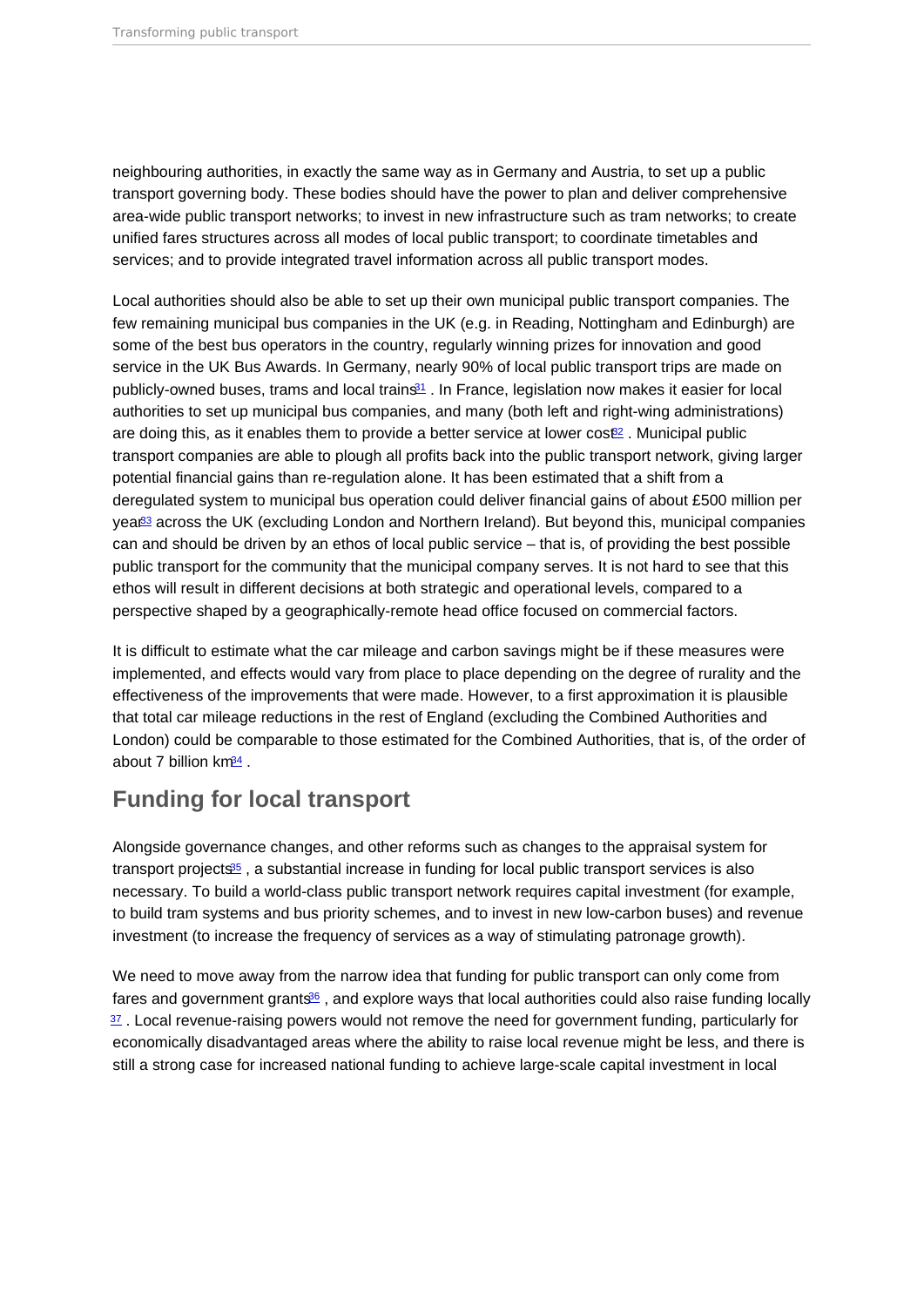neighbouring authorities, in exactly the same way as in Germany and Austria, to set up a public transport governing body. These bodies should have the power to plan and deliver comprehensive area-wide public transport networks; to invest in new infrastructure such as tram networks; to create unified fares structures across all modes of local public transport; to coordinate timetables and services; and to provide integrated travel information across all public transport modes.

Local authorities should also be able to set up their own municipal public transport companies. The few remaining municipal bus companies in the UK (e.g. in Reading, Nottingham and Edinburgh) are some of the best bus operators in the country, regularly winning prizes for innovation and good service in the UK Bus Awards. In Germany, nearly 90% of local public transport trips are made on publicly-owned buses, trams and local trains[31] . In France, legislation now makes it easier for local authorities to set up municipal bus companies, and many (both left and right-wing administrations) are doing this, as it enables them to provide a better service at lower cost[32] . Municipal public transport companies are able to plough all profits back into the public transport network, giving larger potential financial gains than re-regulation alone. It has been estimated that a shift from a deregulated system to municipal bus operation could deliver financial gains of about £500 million per year[33] across the UK (excluding London and Northern Ireland). But beyond this, municipal companies can and should be driven by an ethos of local public service – that is, of providing the best possible public transport for the community that the municipal company serves. It is not hard to see that this ethos will result in different decisions at both strategic and operational levels, compared to a perspective shaped by a geographically-remote head office focused on commercial factors.

It is difficult to estimate what the car mileage and carbon savings might be if these measures were implemented, and effects would vary from place to place depending on the degree of rurality and the effectiveness of the improvements that were made. However, to a first approximation it is plausible that total car mileage reductions in the rest of England (excluding the Combined Authorities and London) could be comparable to those estimated for the Combined Authorities, that is, of the order of about 7 billion km[34] .

## Funding for local transport

Alongside governance changes, and other reforms such as changes to the appraisal system for transport projects[35] , a substantial increase in funding for local public transport services is also necessary. To build a world-class public transport network requires capital investment (for example, to build tram systems and bus priority schemes, and to invest in new low-carbon buses) and revenue investment (to increase the frequency of services as a way of stimulating patronage growth).

We need to move away from the narrow idea that funding for public transport can only come from fares and government grants[36] , and explore ways that local authorities could also raise funding locally [37] . Local revenue-raising powers would not remove the need for government funding, particularly for economically disadvantaged areas where the ability to raise local revenue might be less, and there is still a strong case for increased national funding to achieve large-scale capital investment in local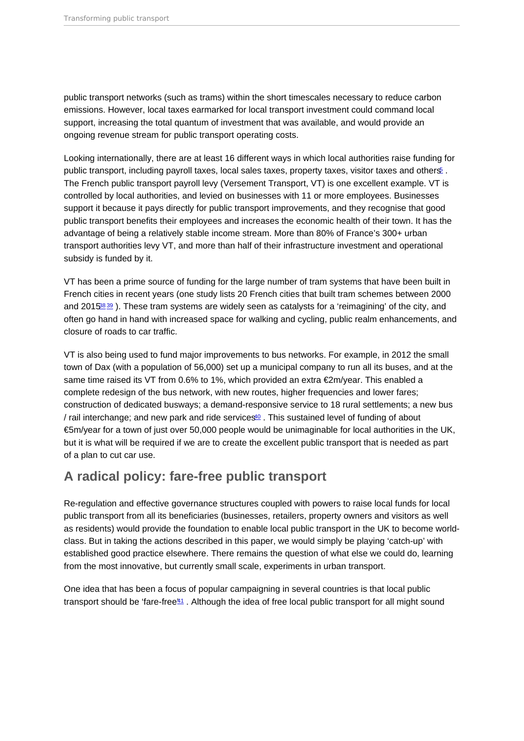public transport networks (such as trams) within the short timescales necessary to reduce carbon emissions. However, local taxes earmarked for local transport investment could command local support, increasing the total quantum of investment that was available, and would provide an ongoing revenue stream for public transport operating costs.

Looking internationally, there are at least 16 different ways in which local authorities raise funding for public transport, including payroll taxes, local sales taxes, property taxes, visitor taxes and others[5]. The French public transport payroll levy (Versement Transport, VT) is one excellent example. VT is controlled by local authorities, and levied on businesses with 11 or more employees. Businesses support it because it pays directly for public transport improvements, and they recognise that good public transport benefits their employees and increases the economic health of their town. It has the advantage of being a relatively stable income stream. More than 80% of France's 300+ urban transport authorities levy VT, and more than half of their infrastructure investment and operational subsidy is funded by it.

VT has been a prime source of funding for the large number of tram systems that have been built in French cities in recent years (one study lists 20 French cities that built tram schemes between 2000 and 2015[38,39]). These tram systems are widely seen as catalysts for a 'reimagining' of the city, and often go hand in hand with increased space for walking and cycling, public realm enhancements, and closure of roads to car traffic.

VT is also being used to fund major improvements to bus networks. For example, in 2012 the small town of Dax (with a population of 56,000) set up a municipal company to run all its buses, and at the same time raised its VT from 0.6% to 1%, which provided an extra €2m/year. This enabled a complete redesign of the bus network, with new routes, higher frequencies and lower fares; construction of dedicated busways; a demand-responsive service to 18 rural settlements; a new bus / rail interchange; and new park and ride services[40]. This sustained level of funding of about €5m/year for a town of just over 50,000 people would be unimaginable for local authorities in the UK, but it is what will be required if we are to create the excellent public transport that is needed as part of a plan to cut car use.

## A radical policy: fare-free public transport

Re-regulation and effective governance structures coupled with powers to raise local funds for local public transport from all its beneficiaries (businesses, retailers, property owners and visitors as well as residents) would provide the foundation to enable local public transport in the UK to become world-class. But in taking the actions described in this paper, we would simply be playing 'catch-up' with established good practice elsewhere. There remains the question of what else we could do, learning from the most innovative, but currently small scale, experiments in urban transport.

One idea that has been a focus of popular campaigning in several countries is that local public transport should be 'fare-free'[41]. Although the idea of free local public transport for all might sound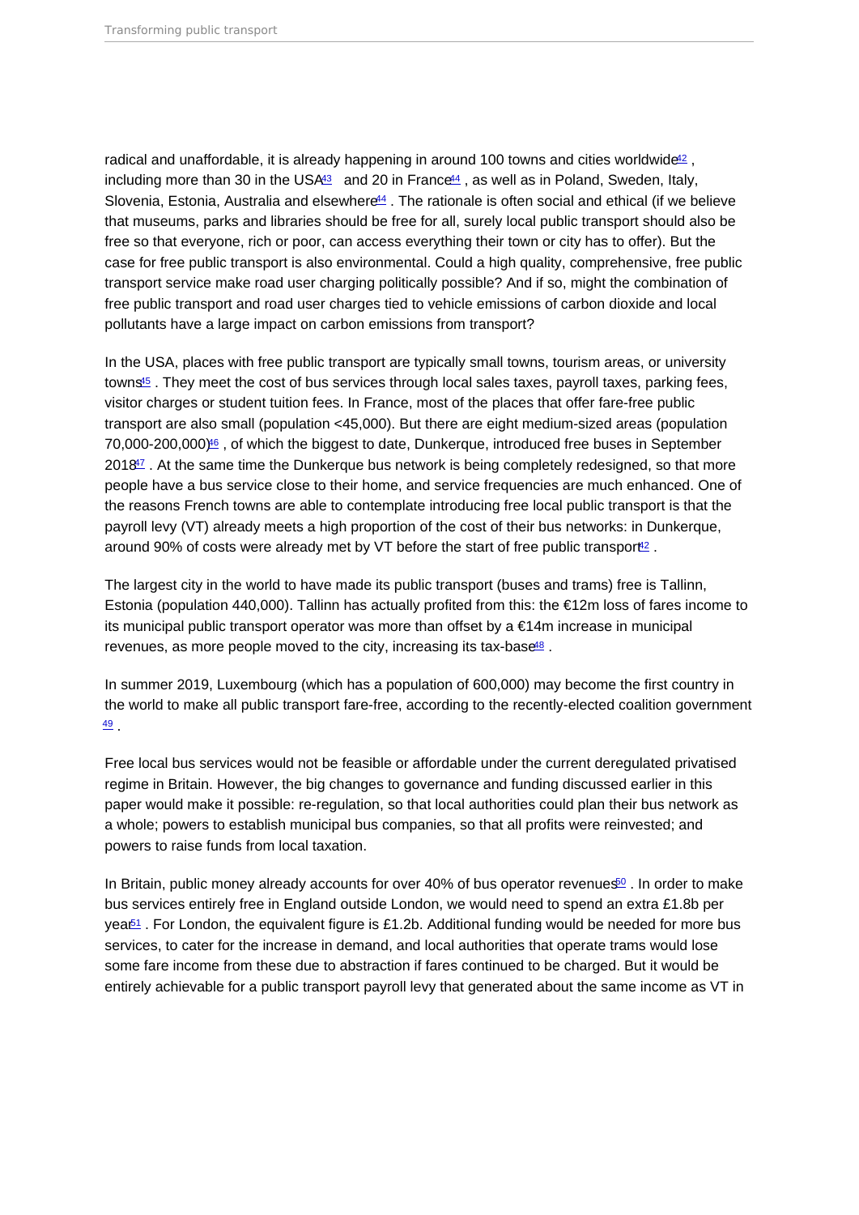radical and unaffordable, it is already happening in around 100 towns and cities worldwide[42], including more than 30 in the USA[43] and 20 in France[44], as well as in Poland, Sweden, Italy, Slovenia, Estonia, Australia and elsewhere[44]. The rationale is often social and ethical (if we believe that museums, parks and libraries should be free for all, surely local public transport should also be free so that everyone, rich or poor, can access everything their town or city has to offer). But the case for free public transport is also environmental. Could a high quality, comprehensive, free public transport service make road user charging politically possible? And if so, might the combination of free public transport and road user charges tied to vehicle emissions of carbon dioxide and local pollutants have a large impact on carbon emissions from transport?

In the USA, places with free public transport are typically small towns, tourism areas, or university towns[45]. They meet the cost of bus services through local sales taxes, payroll taxes, parking fees, visitor charges or student tuition fees. In France, most of the places that offer fare-free public transport are also small (population <45,000). But there are eight medium-sized areas (population 70,000-200,000)[46], of which the biggest to date, Dunkerque, introduced free buses in September 2018[47]. At the same time the Dunkerque bus network is being completely redesigned, so that more people have a bus service close to their home, and service frequencies are much enhanced. One of the reasons French towns are able to contemplate introducing free local public transport is that the payroll levy (VT) already meets a high proportion of the cost of their bus networks: in Dunkerque, around 90% of costs were already met by VT before the start of free public transport[42].

The largest city in the world to have made its public transport (buses and trams) free is Tallinn, Estonia (population 440,000). Tallinn has actually profited from this: the €12m loss of fares income to its municipal public transport operator was more than offset by a €14m increase in municipal revenues, as more people moved to the city, increasing its tax-base[48].

In summer 2019, Luxembourg (which has a population of 600,000) may become the first country in the world to make all public transport fare-free, according to the recently-elected coalition government[49].

Free local bus services would not be feasible or affordable under the current deregulated privatised regime in Britain. However, the big changes to governance and funding discussed earlier in this paper would make it possible: re-regulation, so that local authorities could plan their bus network as a whole; powers to establish municipal bus companies, so that all profits were reinvested; and powers to raise funds from local taxation.

In Britain, public money already accounts for over 40% of bus operator revenues[50]. In order to make bus services entirely free in England outside London, we would need to spend an extra £1.8b per year[51]. For London, the equivalent figure is £1.2b. Additional funding would be needed for more bus services, to cater for the increase in demand, and local authorities that operate trams would lose some fare income from these due to abstraction if fares continued to be charged. But it would be entirely achievable for a public transport payroll levy that generated about the same income as VT in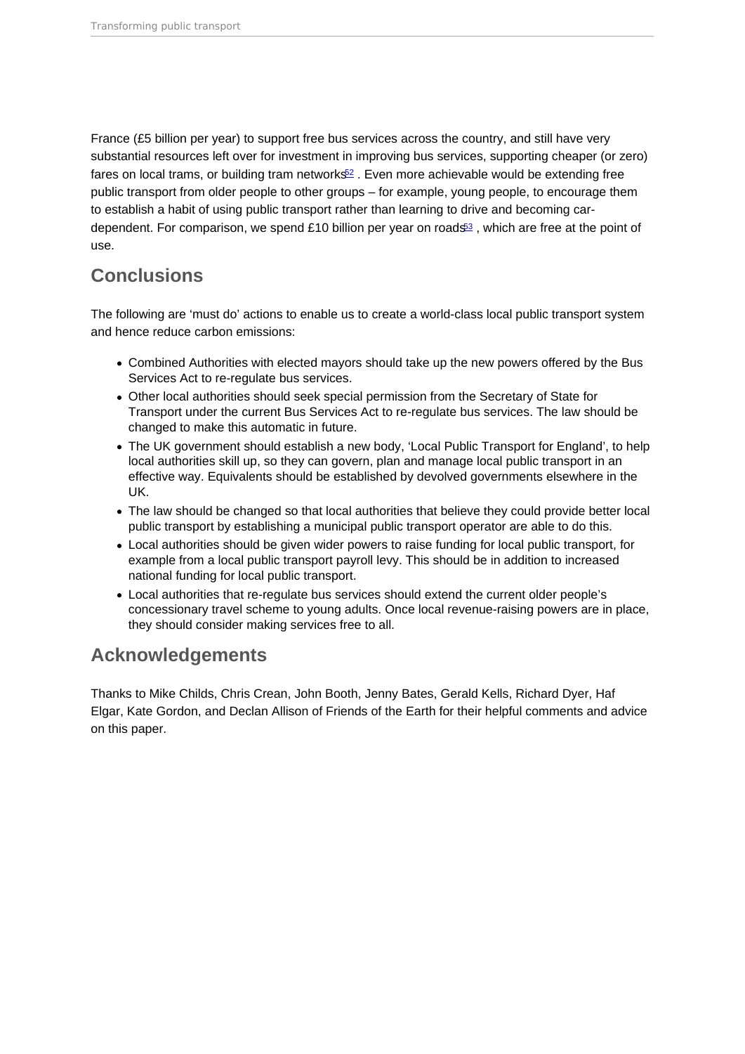France (£5 billion per year) to support free bus services across the country, and still have very substantial resources left over for investment in improving bus services, supporting cheaper (or zero) fares on local trams, or building tram networks[52] . Even more achievable would be extending free public transport from older people to other groups – for example, young people, to encourage them to establish a habit of using public transport rather than learning to drive and becoming car-dependent. For comparison, we spend £10 billion per year on roads[53] , which are free at the point of use.

## Conclusions

The following are 'must do' actions to enable us to create a world-class local public transport system and hence reduce carbon emissions:

- Combined Authorities with elected mayors should take up the new powers offered by the Bus Services Act to re-regulate bus services.
- Other local authorities should seek special permission from the Secretary of State for Transport under the current Bus Services Act to re-regulate bus services. The law should be changed to make this automatic in future.
- The UK government should establish a new body, 'Local Public Transport for England', to help local authorities skill up, so they can govern, plan and manage local public transport in an effective way. Equivalents should be established by devolved governments elsewhere in the UK.
- The law should be changed so that local authorities that believe they could provide better local public transport by establishing a municipal public transport operator are able to do this.
- Local authorities should be given wider powers to raise funding for local public transport, for example from a local public transport payroll levy. This should be in addition to increased national funding for local public transport.
- Local authorities that re-regulate bus services should extend the current older people's concessionary travel scheme to young adults. Once local revenue-raising powers are in place, they should consider making services free to all.

## Acknowledgements

Thanks to Mike Childs, Chris Crean, John Booth, Jenny Bates, Gerald Kells, Richard Dyer, Haf Elgar, Kate Gordon, and Declan Allison of Friends of the Earth for their helpful comments and advice on this paper.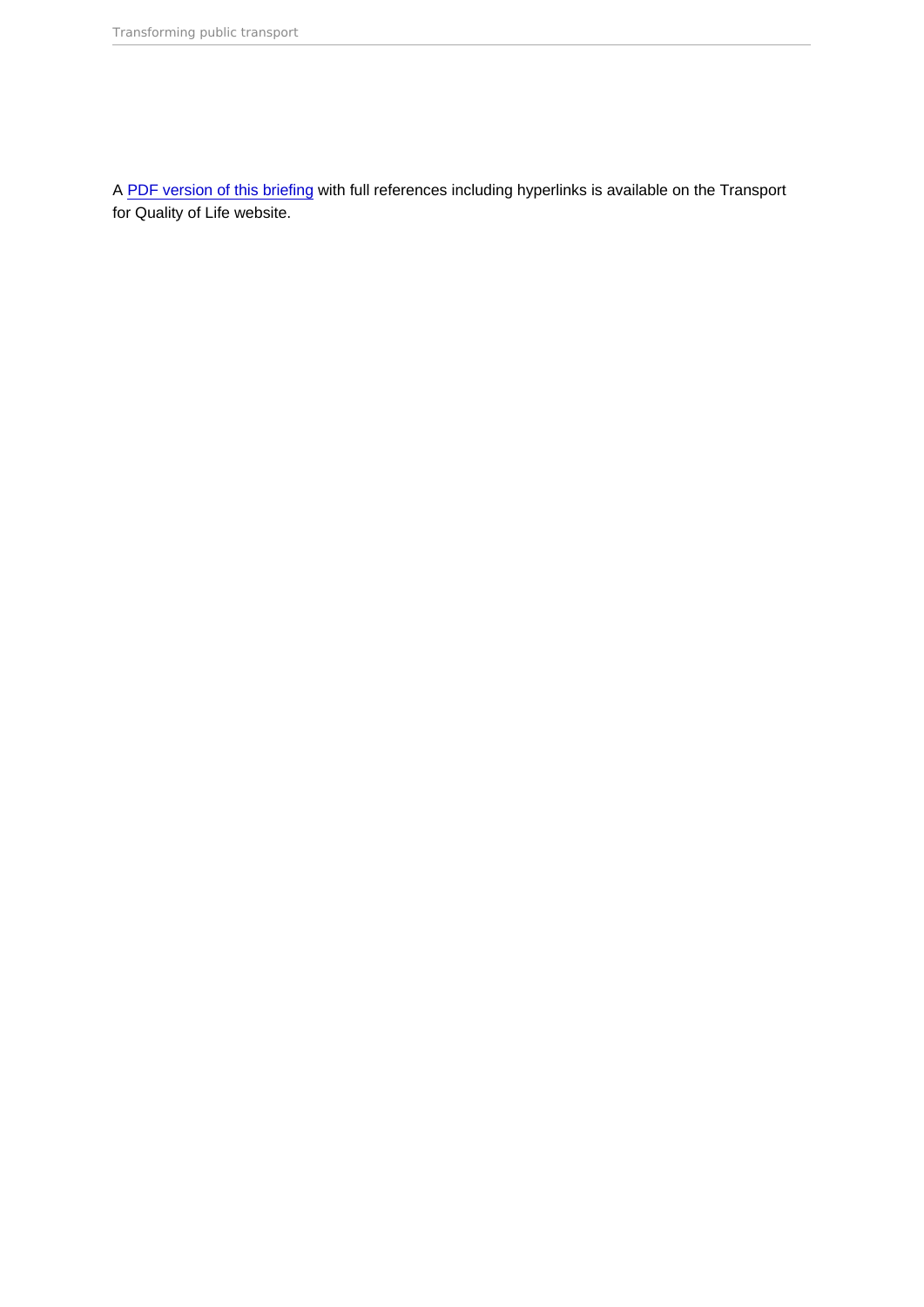A [PDF version of this briefing] with full references including hyperlinks is available on the Transport for Quality of Life website.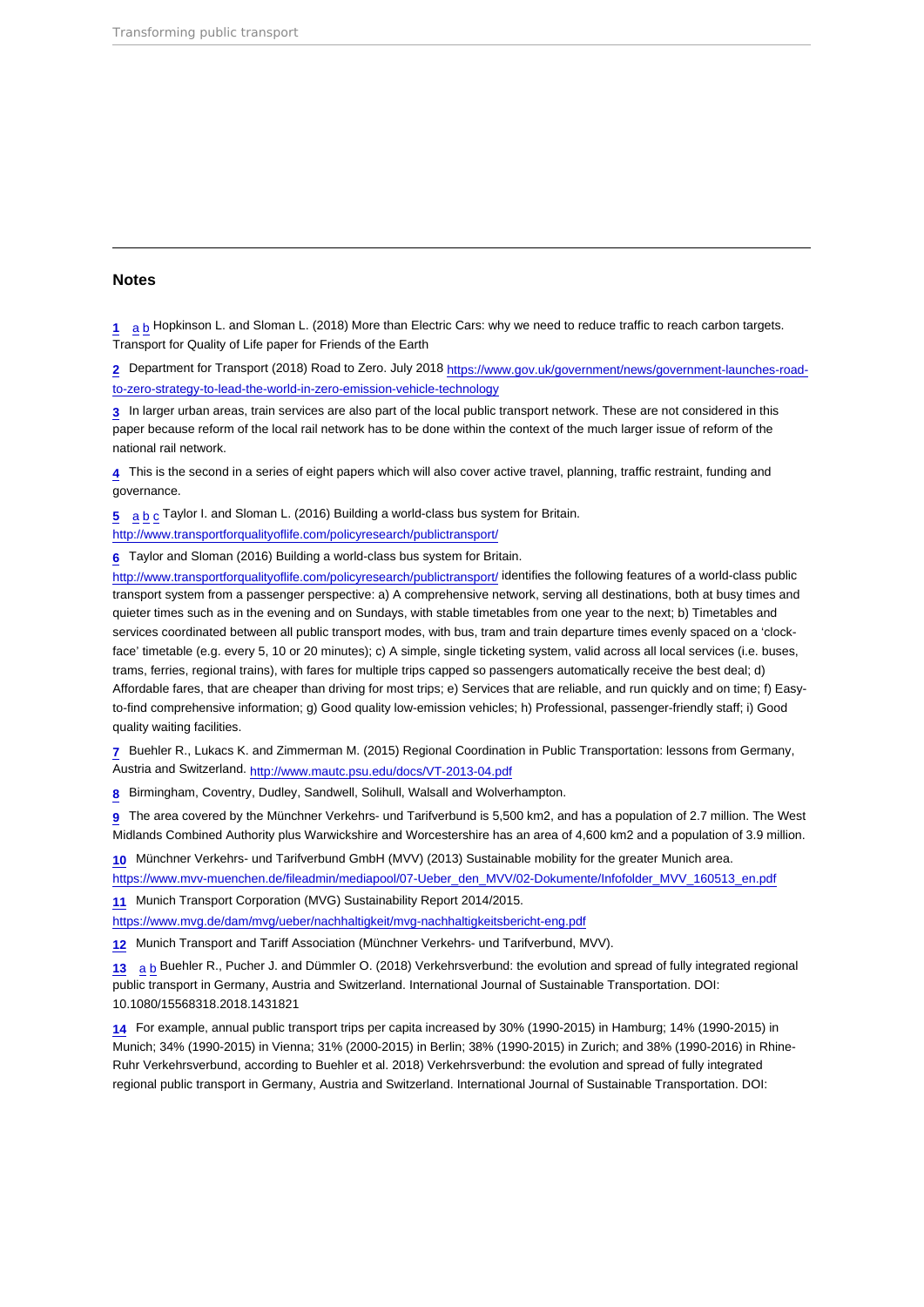## Notes

1 a b Hopkinson L. and Sloman L. (2018) More than Electric Cars: why we need to reduce traffic to reach carbon targets. Transport for Quality of Life paper for Friends of the Earth

2 Department for Transport (2018) Road to Zero. July 2018 https://www.gov.uk/government/news/government-launches-road-to-zero-strategy-to-lead-the-world-in-zero-emission-vehicle-technology

3 In larger urban areas, train services are also part of the local public transport network. These are not considered in this paper because reform of the local rail network has to be done within the context of the much larger issue of reform of the national rail network.

4 This is the second in a series of eight papers which will also cover active travel, planning, traffic restraint, funding and governance.

5 a b c Taylor I. and Sloman L. (2016) Building a world-class bus system for Britain. http://www.transportforqualityoflife.com/policyresearch/publictransport/

6 Taylor and Sloman (2016) Building a world-class bus system for Britain. http://www.transportforqualityoflife.com/policyresearch/publictransport/ identifies the following features of a world-class public transport system from a passenger perspective: a) A comprehensive network, serving all destinations, both at busy times and quieter times such as in the evening and on Sundays, with stable timetables from one year to the next; b) Timetables and services coordinated between all public transport modes, with bus, tram and train departure times evenly spaced on a 'clock-face' timetable (e.g. every 5, 10 or 20 minutes); c) A simple, single ticketing system, valid across all local services (i.e. buses, trams, ferries, regional trains), with fares for multiple trips capped so passengers automatically receive the best deal; d) Affordable fares, that are cheaper than driving for most trips; e) Services that are reliable, and run quickly and on time; f) Easy-to-find comprehensive information; g) Good quality low-emission vehicles; h) Professional, passenger-friendly staff; i) Good quality waiting facilities.

7 Buehler R., Lukacs K. and Zimmerman M. (2015) Regional Coordination in Public Transportation: lessons from Germany, Austria and Switzerland. http://www.mautc.psu.edu/docs/VT-2013-04.pdf

8 Birmingham, Coventry, Dudley, Sandwell, Solihull, Walsall and Wolverhampton.

9 The area covered by the Münchner Verkehrs- und Tarifverbund is 5,500 km2, and has a population of 2.7 million. The West Midlands Combined Authority plus Warwickshire and Worcestershire has an area of 4,600 km2 and a population of 3.9 million.

10 Münchner Verkehrs- und Tarifverbund GmbH (MVV) (2013) Sustainable mobility for the greater Munich area. https://www.mvv-muenchen.de/fileadmin/mediapool/07-Ueber_den_MVV/02-Dokumente/Infofolder_MVV_160513_en.pdf

11 Munich Transport Corporation (MVG) Sustainability Report 2014/2015. https://www.mvg.de/dam/mvg/ueber/nachhaltigkeit/mvg-nachhaltigkeitsbericht-eng.pdf

12 Munich Transport and Tariff Association (Münchner Verkehrs- und Tarifverbund, MVV).

13 a b Buehler R., Pucher J. and Dümmler O. (2018) Verkehrsverbund: the evolution and spread of fully integrated regional public transport in Germany, Austria and Switzerland. International Journal of Sustainable Transportation. DOI: 10.1080/15568318.2018.1431821

14 For example, annual public transport trips per capita increased by 30% (1990-2015) in Hamburg; 14% (1990-2015) in Munich; 34% (1990-2015) in Vienna; 31% (2000-2015) in Berlin; 38% (1990-2015) in Zurich; and 38% (1990-2016) in Rhine-Ruhr Verkehrsverbund, according to Buehler et al. 2018) Verkehrsverbund: the evolution and spread of fully integrated regional public transport in Germany, Austria and Switzerland. International Journal of Sustainable Transportation. DOI: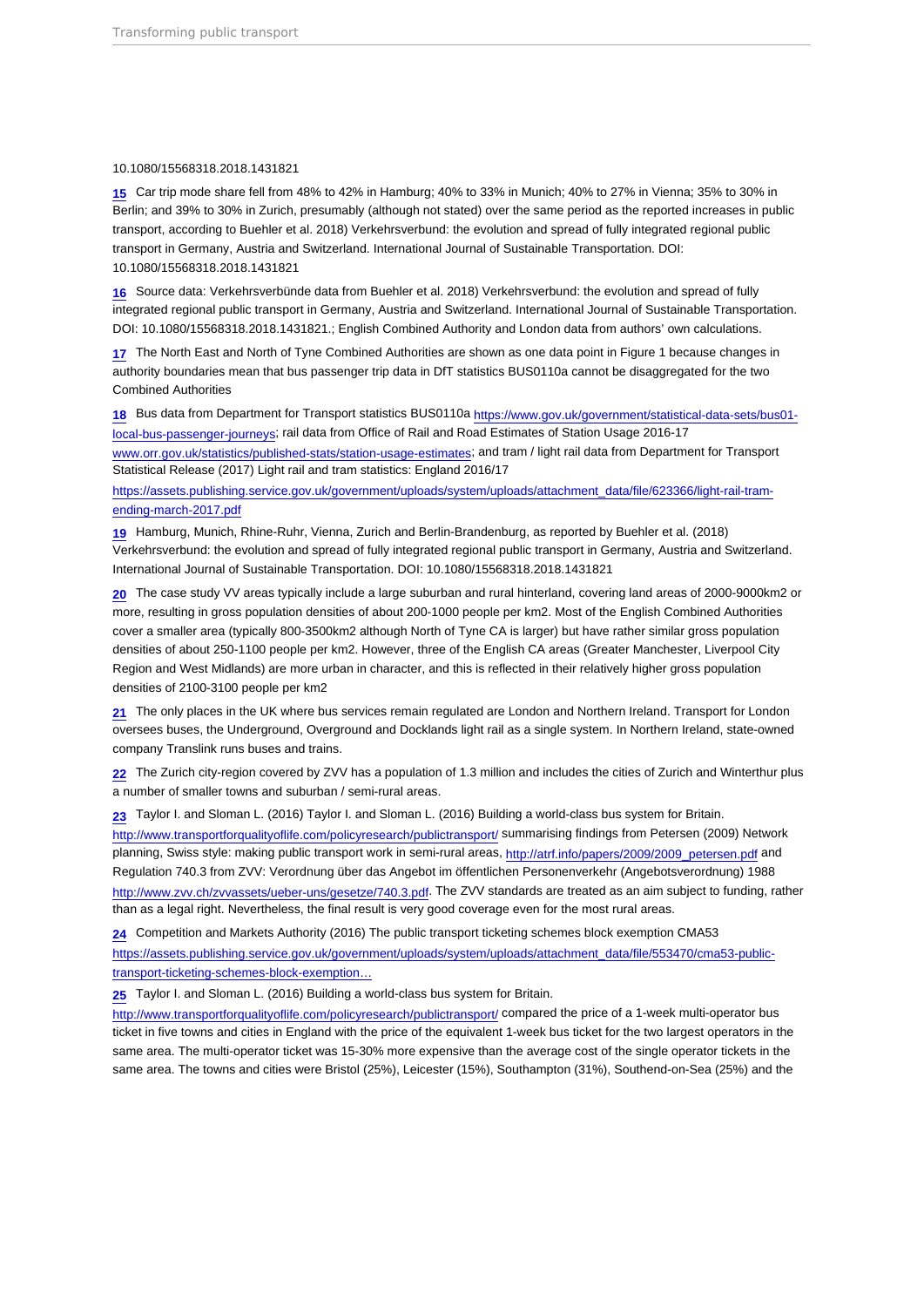10.1080/15568318.2018.1431821

15 Car trip mode share fell from 48% to 42% in Hamburg; 40% to 33% in Munich; 40% to 27% in Vienna; 35% to 30% in Berlin; and 39% to 30% in Zurich, presumably (although not stated) over the same period as the reported increases in public transport, according to Buehler et al. 2018) Verkehrsverbund: the evolution and spread of fully integrated regional public transport in Germany, Austria and Switzerland. International Journal of Sustainable Transportation. DOI: 10.1080/15568318.2018.1431821

16 Source data: Verkehrsverbünde data from Buehler et al. 2018) Verkehrsverbund: the evolution and spread of fully integrated regional public transport in Germany, Austria and Switzerland. International Journal of Sustainable Transportation. DOI: 10.1080/15568318.2018.1431821.; English Combined Authority and London data from authors' own calculations.

17 The North East and North of Tyne Combined Authorities are shown as one data point in Figure 1 because changes in authority boundaries mean that bus passenger trip data in DfT statistics BUS0110a cannot be disaggregated for the two Combined Authorities

18 Bus data from Department for Transport statistics BUS0110a https://www.gov.uk/government/statistical-data-sets/bus01-local-bus-passenger-journeys; rail data from Office of Rail and Road Estimates of Station Usage 2016-17 www.orr.gov.uk/statistics/published-stats/station-usage-estimates; and tram / light rail data from Department for Transport Statistical Release (2017) Light rail and tram statistics: England 2016/17 https://assets.publishing.service.gov.uk/government/uploads/system/uploads/attachment_data/file/623366/light-rail-tram-ending-march-2017.pdf

19 Hamburg, Munich, Rhine-Ruhr, Vienna, Zurich and Berlin-Brandenburg, as reported by Buehler et al. (2018) Verkehrsverbund: the evolution and spread of fully integrated regional public transport in Germany, Austria and Switzerland. International Journal of Sustainable Transportation. DOI: 10.1080/15568318.2018.1431821

20 The case study VV areas typically include a large suburban and rural hinterland, covering land areas of 2000-9000km2 or more, resulting in gross population densities of about 200-1000 people per km2. Most of the English Combined Authorities cover a smaller area (typically 800-3500km2 although North of Tyne CA is larger) but have rather similar gross population densities of about 250-1100 people per km2. However, three of the English CA areas (Greater Manchester, Liverpool City Region and West Midlands) are more urban in character, and this is reflected in their relatively higher gross population densities of 2100-3100 people per km2

21 The only places in the UK where bus services remain regulated are London and Northern Ireland. Transport for London oversees buses, the Underground, Overground and Docklands light rail as a single system. In Northern Ireland, state-owned company Translink runs buses and trains.

22 The Zurich city-region covered by ZVV has a population of 1.3 million and includes the cities of Zurich and Winterthur plus a number of smaller towns and suburban / semi-rural areas.

23 Taylor I. and Sloman L. (2016) Taylor I. and Sloman L. (2016) Building a world-class bus system for Britain. http://www.transportforqualityoflife.com/policyresearch/publictransport/ summarising findings from Petersen (2009) Network planning, Swiss style: making public transport work in semi-rural areas, http://atrf.info/papers/2009/2009_petersen.pdf and Regulation 740.3 from ZVV: Verordnung über das Angebot im öffentlichen Personenverkehr (Angebotsverordnung) 1988 http://www.zvv.ch/zvvassets/ueber-uns/gesetze/740.3.pdf. The ZVV standards are treated as an aim subject to funding, rather than as a legal right. Nevertheless, the final result is very good coverage even for the most rural areas.

24 Competition and Markets Authority (2016) The public transport ticketing schemes block exemption CMA53 https://assets.publishing.service.gov.uk/government/uploads/system/uploads/attachment_data/file/553470/cma53-public-transport-ticketing-schemes-block-exemption…

25 Taylor I. and Sloman L. (2016) Building a world-class bus system for Britain. http://www.transportforqualityoflife.com/policyresearch/publictransport/ compared the price of a 1-week multi-operator bus ticket in five towns and cities in England with the price of the equivalent 1-week bus ticket for the two largest operators in the same area. The multi-operator ticket was 15-30% more expensive than the average cost of the single operator tickets in the same area. The towns and cities were Bristol (25%), Leicester (15%), Southampton (31%), Southend-on-Sea (25%) and the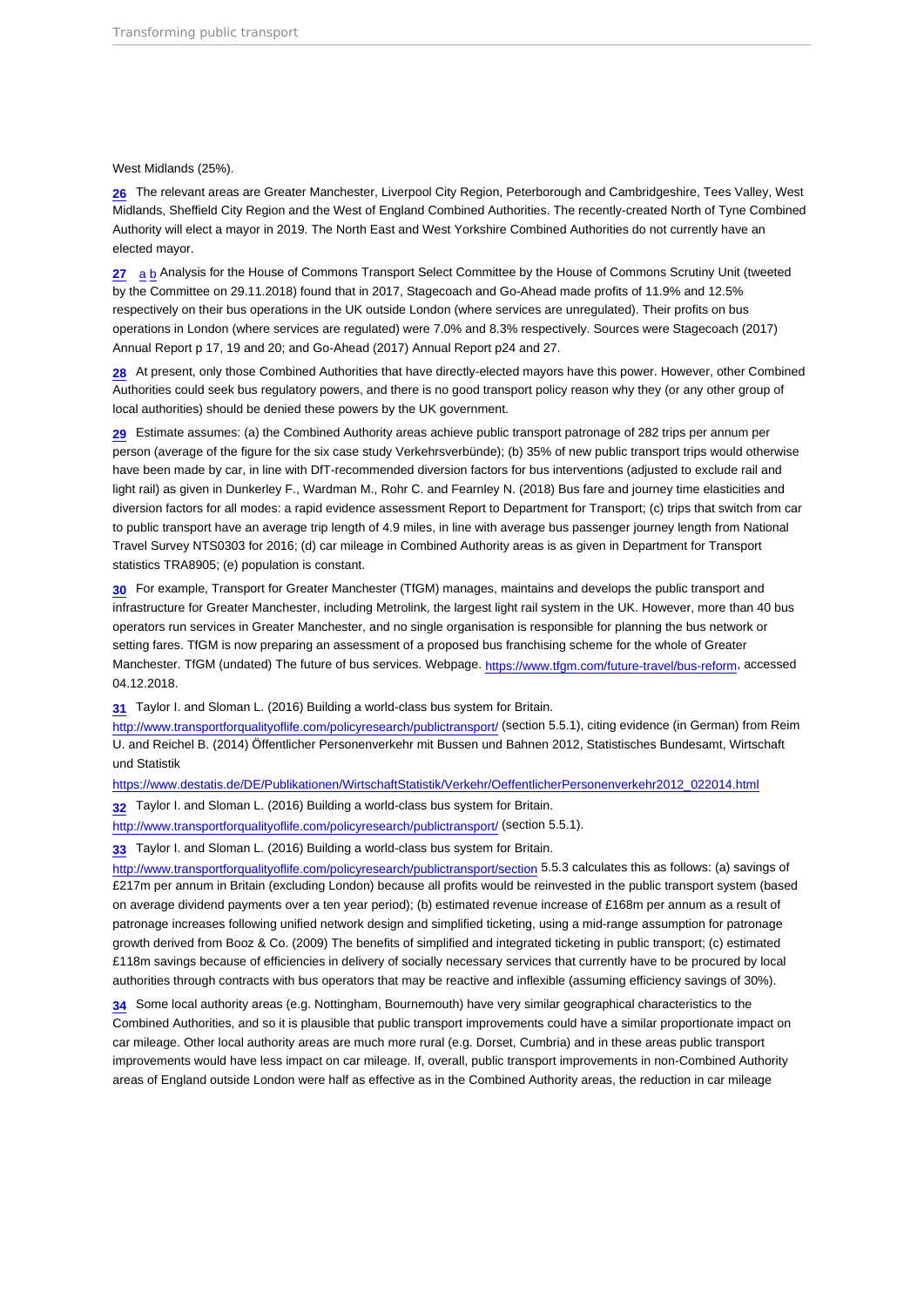West Midlands (25%).

26 The relevant areas are Greater Manchester, Liverpool City Region, Peterborough and Cambridgeshire, Tees Valley, West Midlands, Sheffield City Region and the West of England Combined Authorities. The recently-created North of Tyne Combined Authority will elect a mayor in 2019. The North East and West Yorkshire Combined Authorities do not currently have an elected mayor.

27 a b Analysis for the House of Commons Transport Select Committee by the House of Commons Scrutiny Unit (tweeted by the Committee on 29.11.2018) found that in 2017, Stagecoach and Go-Ahead made profits of 11.9% and 12.5% respectively on their bus operations in the UK outside London (where services are unregulated). Their profits on bus operations in London (where services are regulated) were 7.0% and 8.3% respectively. Sources were Stagecoach (2017) Annual Report p 17, 19 and 20; and Go-Ahead (2017) Annual Report p24 and 27.

28 At present, only those Combined Authorities that have directly-elected mayors have this power. However, other Combined Authorities could seek bus regulatory powers, and there is no good transport policy reason why they (or any other group of local authorities) should be denied these powers by the UK government.

29 Estimate assumes: (a) the Combined Authority areas achieve public transport patronage of 282 trips per annum per person (average of the figure for the six case study Verkehrsverbünde); (b) 35% of new public transport trips would otherwise have been made by car, in line with DfT-recommended diversion factors for bus interventions (adjusted to exclude rail and light rail) as given in Dunkerley F., Wardman M., Rohr C. and Fearnley N. (2018) Bus fare and journey time elasticities and diversion factors for all modes: a rapid evidence assessment Report to Department for Transport; (c) trips that switch from car to public transport have an average trip length of 4.9 miles, in line with average bus passenger journey length from National Travel Survey NTS0303 for 2016; (d) car mileage in Combined Authority areas is as given in Department for Transport statistics TRA8905; (e) population is constant.

30 For example, Transport for Greater Manchester (TfGM) manages, maintains and develops the public transport and infrastructure for Greater Manchester, including Metrolink, the largest light rail system in the UK. However, more than 40 bus operators run services in Greater Manchester, and no single organisation is responsible for planning the bus network or setting fares. TfGM is now preparing an assessment of a proposed bus franchising scheme for the whole of Greater Manchester. TfGM (undated) The future of bus services. Webpage. https://www.tfgm.com/future-travel/bus-reform, accessed 04.12.2018.

31 Taylor I. and Sloman L. (2016) Building a world-class bus system for Britain. http://www.transportforqualityoflife.com/policyresearch/publictransport/ (section 5.5.1), citing evidence (in German) from Reim U. and Reichel B. (2014) Öffentlicher Personenverkehr mit Bussen und Bahnen 2012, Statistisches Bundesamt, Wirtschaft und Statistik https://www.destatis.de/DE/Publikationen/WirtschaftStatistik/Verkehr/OeffentlicherPersonenverkehr2012_022014.html

32 Taylor I. and Sloman L. (2016) Building a world-class bus system for Britain. http://www.transportforqualityoflife.com/policyresearch/publictransport/ (section 5.5.1).

33 Taylor I. and Sloman L. (2016) Building a world-class bus system for Britain. http://www.transportforqualityoflife.com/policyresearch/publictransport/section 5.5.3 calculates this as follows: (a) savings of £217m per annum in Britain (excluding London) because all profits would be reinvested in the public transport system (based on average dividend payments over a ten year period); (b) estimated revenue increase of £168m per annum as a result of patronage increases following unified network design and simplified ticketing, using a mid-range assumption for patronage growth derived from Booz & Co. (2009) The benefits of simplified and integrated ticketing in public transport; (c) estimated £118m savings because of efficiencies in delivery of socially necessary services that currently have to be procured by local authorities through contracts with bus operators that may be reactive and inflexible (assuming efficiency savings of 30%).

34 Some local authority areas (e.g. Nottingham, Bournemouth) have very similar geographical characteristics to the Combined Authorities, and so it is plausible that public transport improvements could have a similar proportionate impact on car mileage. Other local authority areas are much more rural (e.g. Dorset, Cumbria) and in these areas public transport improvements would have less impact on car mileage. If, overall, public transport improvements in non-Combined Authority areas of England outside London were half as effective as in the Combined Authority areas, the reduction in car mileage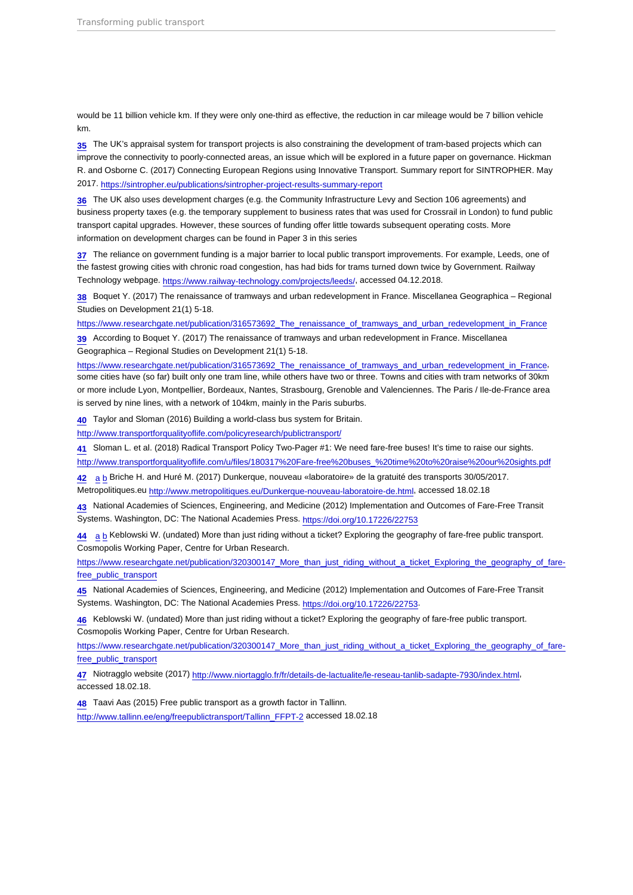would be 11 billion vehicle km. If they were only one-third as effective, the reduction in car mileage would be 7 billion vehicle km.

35 The UK's appraisal system for transport projects is also constraining the development of tram-based projects which can improve the connectivity to poorly-connected areas, an issue which will be explored in a future paper on governance. Hickman R. and Osborne C. (2017) Connecting European Regions using Innovative Transport. Summary report for SINTROPHER. May 2017. https://sintropher.eu/publications/sintropher-project-results-summary-report

36 The UK also uses development charges (e.g. the Community Infrastructure Levy and Section 106 agreements) and business property taxes (e.g. the temporary supplement to business rates that was used for Crossrail in London) to fund public transport capital upgrades. However, these sources of funding offer little towards subsequent operating costs. More information on development charges can be found in Paper 3 in this series

37 The reliance on government funding is a major barrier to local public transport improvements. For example, Leeds, one of the fastest growing cities with chronic road congestion, has had bids for trams turned down twice by Government. Railway Technology webpage. https://www.railway-technology.com/projects/leeds/, accessed 04.12.2018.

38 Boquet Y. (2017) The renaissance of tramways and urban redevelopment in France. Miscellanea Geographica – Regional Studies on Development 21(1) 5-18.
https://www.researchgate.net/publication/316573692_The_renaissance_of_tramways_and_urban_redevelopment_in_France

39 According to Boquet Y. (2017) The renaissance of tramways and urban redevelopment in France. Miscellanea Geographica – Regional Studies on Development 21(1) 5-18.
https://www.researchgate.net/publication/316573692_The_renaissance_of_tramways_and_urban_redevelopment_in_France, some cities have (so far) built only one tram line, while others have two or three. Towns and cities with tram networks of 30km or more include Lyon, Montpellier, Bordeaux, Nantes, Strasbourg, Grenoble and Valenciennes. The Paris / Ile-de-France area is served by nine lines, with a network of 104km, mainly in the Paris suburbs.

40 Taylor and Sloman (2016) Building a world-class bus system for Britain.
http://www.transportforqualityoflife.com/policyresearch/publictransport/

41 Sloman L. et al. (2018) Radical Transport Policy Two-Pager #1: We need fare-free buses! It's time to raise our sights.
http://www.transportforqualityoflife.com/u/files/180317%20Fare-free%20buses_%20time%20to%20raise%20our%20sights.pdf

42 a b Briche H. and Huré M. (2017) Dunkerque, nouveau «laboratoire» de la gratuité des transports 30/05/2017. Metropolitiques.eu http://www.metropolitiques.eu/Dunkerque-nouveau-laboratoire-de.html, accessed 18.02.18

43 National Academies of Sciences, Engineering, and Medicine (2012) Implementation and Outcomes of Fare-Free Transit Systems. Washington, DC: The National Academies Press. https://doi.org/10.17226/22753

44 a b Keblowski W. (undated) More than just riding without a ticket? Exploring the geography of fare-free public transport. Cosmopolis Working Paper, Centre for Urban Research.
https://www.researchgate.net/publication/320300147_More_than_just_riding_without_a_ticket_Exploring_the_geography_of_fare-free_public_transport

45 National Academies of Sciences, Engineering, and Medicine (2012) Implementation and Outcomes of Fare-Free Transit Systems. Washington, DC: The National Academies Press. https://doi.org/10.17226/22753.

46 Keblowski W. (undated) More than just riding without a ticket? Exploring the geography of fare-free public transport. Cosmopolis Working Paper, Centre for Urban Research.
https://www.researchgate.net/publication/320300147_More_than_just_riding_without_a_ticket_Exploring_the_geography_of_fare-free_public_transport

47 Niotragglo website (2017) http://www.niortagglo.fr/fr/details-de-lactualite/le-reseau-tanlib-sadapte-7930/index.html, accessed 18.02.18.

48 Taavi Aas (2015) Free public transport as a growth factor in Tallinn.
http://www.tallinn.ee/eng/freepublictransport/Tallinn_FFPT-2 accessed 18.02.18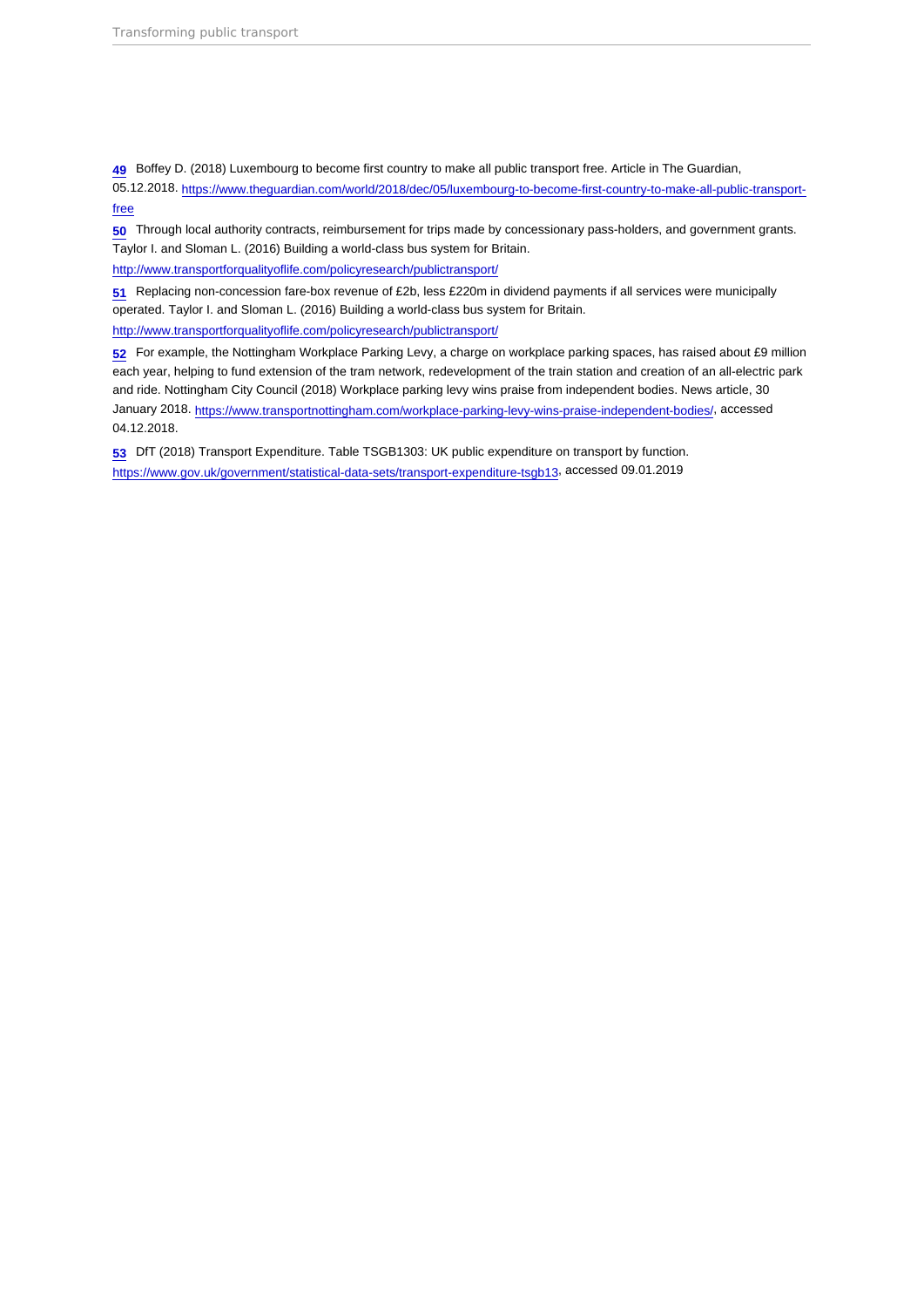[49] Boffey D. (2018) Luxembourg to become first country to make all public transport free. Article in The Guardian, 05.12.2018. https://www.theguardian.com/world/2018/dec/05/luxembourg-to-become-first-country-to-make-all-public-transport-free

[50] Through local authority contracts, reimbursement for trips made by concessionary pass-holders, and government grants. Taylor I. and Sloman L. (2016) Building a world-class bus system for Britain. http://www.transportforqualityoflife.com/policyresearch/publictransport/

[51] Replacing non-concession fare-box revenue of £2b, less £220m in dividend payments if all services were municipally operated. Taylor I. and Sloman L. (2016) Building a world-class bus system for Britain. http://www.transportforqualityoflife.com/policyresearch/publictransport/

[52] For example, the Nottingham Workplace Parking Levy, a charge on workplace parking spaces, has raised about £9 million each year, helping to fund extension of the tram network, redevelopment of the train station and creation of an all-electric park and ride. Nottingham City Council (2018) Workplace parking levy wins praise from independent bodies. News article, 30 January 2018. https://www.transportnottingham.com/workplace-parking-levy-wins-praise-independent-bodies/, accessed 04.12.2018.

[53] DfT (2018) Transport Expenditure. Table TSGB1303: UK public expenditure on transport by function. https://www.gov.uk/government/statistical-data-sets/transport-expenditure-tsgb13, accessed 09.01.2019